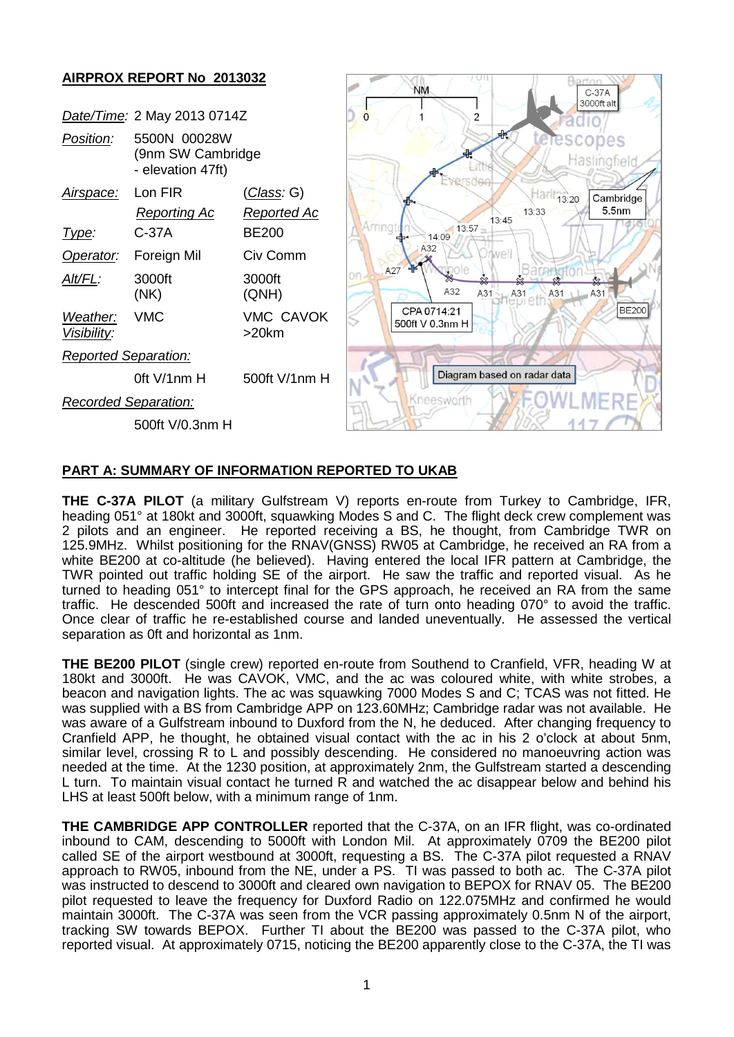**AIRPROX REPORT No 2013032**

| | | |
|---|---|---|
| *Date/Time*: | 2 May 2013 0714Z | |
| *Position*: | 5500N 00028W (9nm SW Cambridge - elevation 47ft) | |
| *Airspace*: | Lon FIR | (*Class*: G) |
| | *Reporting Ac* | *Reported Ac* |
| *Type*: | C-37A | BE200 |
| *Operator*: | Foreign Mil | Civ Comm |
| *Alt/FL*: | 3000ft (NK) | 3000ft (QNH) |
| *Weather*: *Visibility*: | VMC | VMC CAVOK >20km |
| *Reported Separation*: | | |
| | 0ft V/1nm H | 500ft V/1nm H |
| *Recorded Separation*: | | |
| | 500ft V/0.3nm H | |

Diagram based on radar data

## PART A: SUMMARY OF INFORMATION REPORTED TO UKAB

**THE C-37A PILOT** (a military Gulfstream V) reports en-route from Turkey to Cambridge, IFR, heading 051° at 180kt and 3000ft, squawking Modes S and C. The flight deck crew complement was 2 pilots and an engineer. He reported receiving a BS, he thought, from Cambridge TWR on 125.9MHz. Whilst positioning for the RNAV(GNSS) RW05 at Cambridge, he received an RA from a white BE200 at co-altitude (he believed). Having entered the local IFR pattern at Cambridge, the TWR pointed out traffic holding SE of the airport. He saw the traffic and reported visual. As he turned to heading 051° to intercept final for the GPS approach, he received an RA from the same traffic. He descended 500ft and increased the rate of turn onto heading 070° to avoid the traffic. Once clear of traffic he re-established course and landed uneventfully. He assessed the vertical separation as 0ft and horizontal as 1nm.

**THE BE200 PILOT** (single crew) reported en-route from Southend to Cranfield, VFR, heading W at 180kt and 3000ft. He was CAVOK, VMC, and the ac was coloured white, with white strobes, a beacon and navigation lights. The ac was squawking 7000 Modes S and C; TCAS was not fitted. He was supplied with a BS from Cambridge APP on 123.60MHz; Cambridge radar was not available. He was aware of a Gulfstream inbound to Duxford from the N, he deduced. After changing frequency to Cranfield APP, he thought, he obtained visual contact with the ac in his 2 o'clock at about 5nm, similar level, crossing R to L and possibly descending. He considered no manoeuvring action was needed at the time. At the 1230 position, at approximately 2nm, the Gulfstream started a descending L turn. To maintain visual contact he turned R and watched the ac disappear below and behind his LHS at least 500ft below, with a minimum range of 1nm.

**THE CAMBRIDGE APP CONTROLLER** reported that the C-37A, on an IFR flight, was co-ordinated inbound to CAM, descending to 5000ft with London Mil. At approximately 0709 the BE200 pilot called SE of the airport westbound at 3000ft, requesting a BS. The C-37A pilot requested a RNAV approach to RW05, inbound from the NE, under a PS. TI was passed to both ac. The C-37A pilot was instructed to descend to 3000ft and cleared own navigation to BEPOX for RNAV 05. The BE200 pilot requested to leave the frequency for Duxford Radio on 122.075MHz and confirmed he would maintain 3000ft. The C-37A was seen from the VCR passing approximately 0.5nm N of the airport, tracking SW towards BEPOX. Further TI about the BE200 was passed to the C-37A pilot, who reported visual. At approximately 0715, noticing the BE200 apparently close to the C-37A, the TI was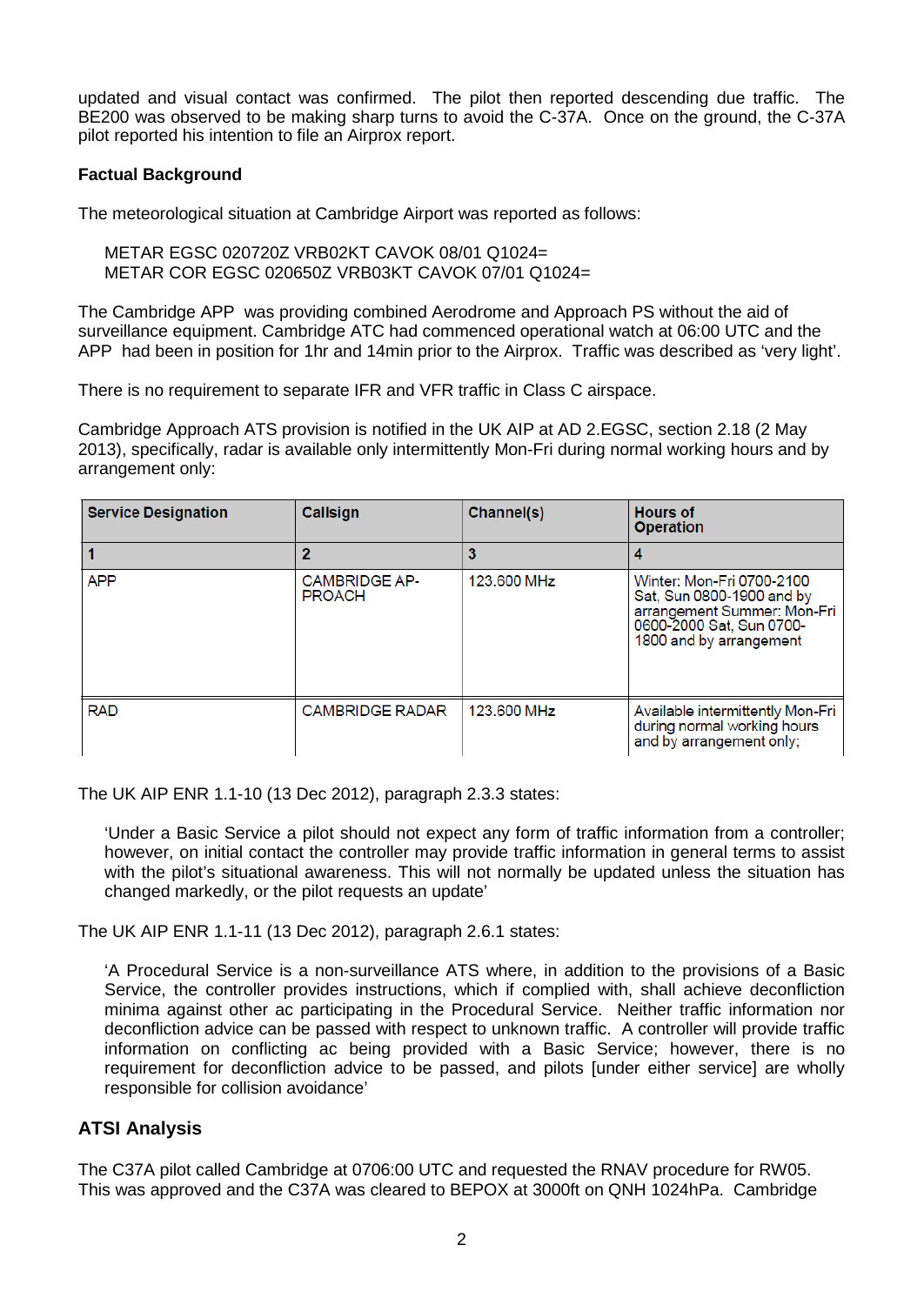updated and visual contact was confirmed. The pilot then reported descending due traffic. The BE200 was observed to be making sharp turns to avoid the C-37A. Once on the ground, the C-37A pilot reported his intention to file an Airprox report.

**Factual Background**

The meteorological situation at Cambridge Airport was reported as follows:

METAR EGSC 020720Z VRB02KT CAVOK 08/01 Q1024=
METAR COR EGSC 020650Z VRB03KT CAVOK 07/01 Q1024=

The Cambridge APP was providing combined Aerodrome and Approach PS without the aid of surveillance equipment. Cambridge ATC had commenced operational watch at 06:00 UTC and the APP had been in position for 1hr and 14min prior to the Airprox. Traffic was described as 'very light'.

There is no requirement to separate IFR and VFR traffic in Class C airspace.

Cambridge Approach ATS provision is notified in the UK AIP at AD 2.EGSC, section 2.18 (2 May 2013), specifically, radar is available only intermittently Mon-Fri during normal working hours and by arrangement only:

| Service Designation | Callsign | Channel(s) | Hours of Operation |
|---|---|---|---|
| 1 | 2 | 3 | 4 |
| APP | CAMBRIDGE APPROACH | 123.600 MHz | Winter: Mon-Fri 0700-2100 Sat, Sun 0800-1900 and by arrangement Summer: Mon-Fri 0600-2000 Sat, Sun 0700-1800 and by arrangement |
| RAD | CAMBRIDGE RADAR | 123.600 MHz | Available intermittently Mon-Fri during normal working hours and by arrangement only; |

The UK AIP ENR 1.1-10 (13 Dec 2012), paragraph 2.3.3 states:

> 'Under a Basic Service a pilot should not expect any form of traffic information from a controller; however, on initial contact the controller may provide traffic information in general terms to assist with the pilot's situational awareness. This will not normally be updated unless the situation has changed markedly, or the pilot requests an update'

The UK AIP ENR 1.1-11 (13 Dec 2012), paragraph 2.6.1 states:

> 'A Procedural Service is a non-surveillance ATS where, in addition to the provisions of a Basic Service, the controller provides instructions, which if complied with, shall achieve deconfliction minima against other ac participating in the Procedural Service. Neither traffic information nor deconfliction advice can be passed with respect to unknown traffic. A controller will provide traffic information on conflicting ac being provided with a Basic Service; however, there is no requirement for deconfliction advice to be passed, and pilots [under either service] are wholly responsible for collision avoidance'

## ATSI Analysis

The C37A pilot called Cambridge at 0706:00 UTC and requested the RNAV procedure for RW05. This was approved and the C37A was cleared to BEPOX at 3000ft on QNH 1024hPa. Cambridge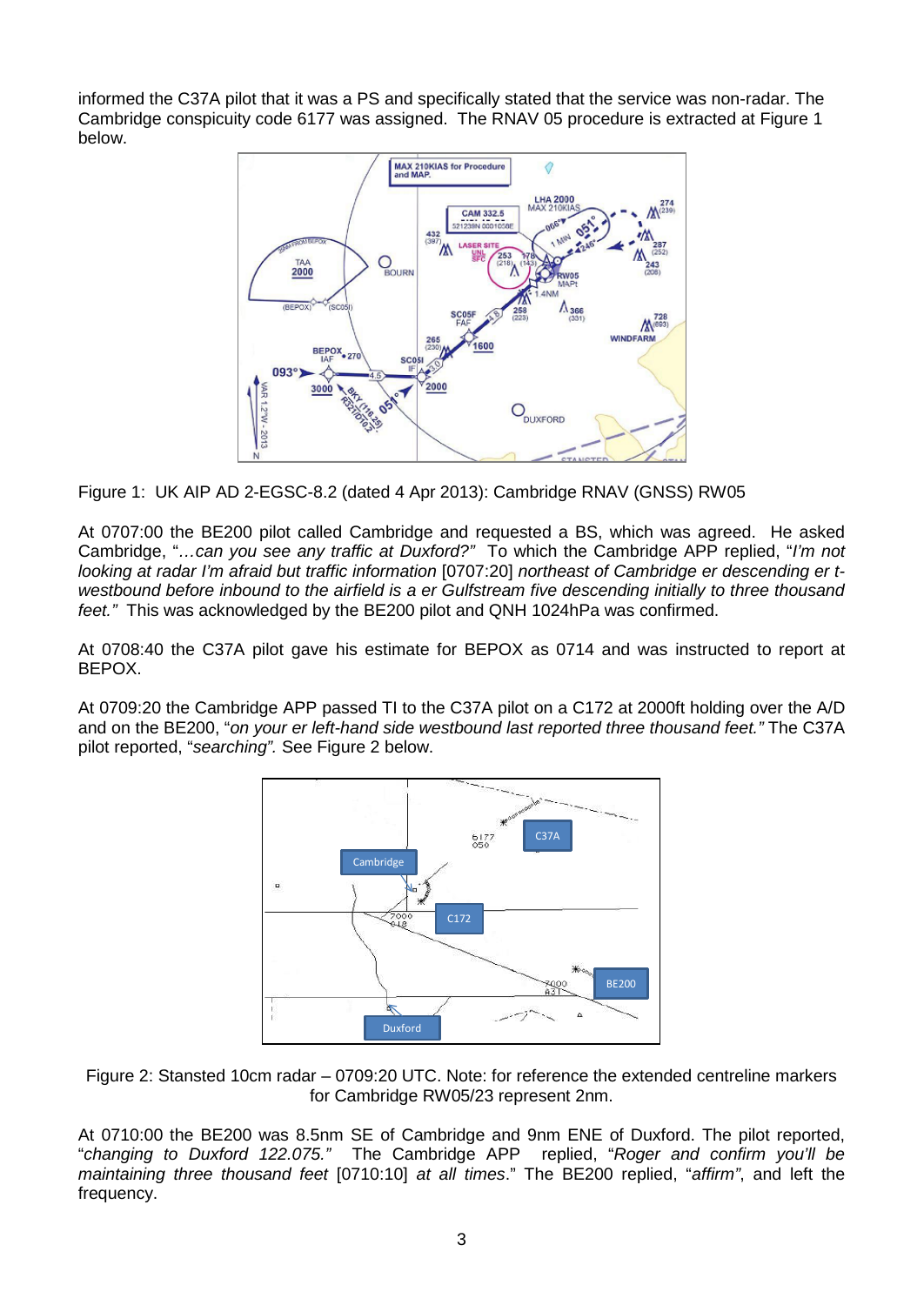informed the C37A pilot that it was a PS and specifically stated that the service was non-radar. The Cambridge conspicuity code 6177 was assigned. The RNAV 05 procedure is extracted at Figure 1 below.

Figure 1: UK AIP AD 2-EGSC-8.2 (dated 4 Apr 2013): Cambridge RNAV (GNSS) RW05

At 0707:00 the BE200 pilot called Cambridge and requested a BS, which was agreed. He asked Cambridge, "*…can you see any traffic at Duxford?"* To which the Cambridge APP replied, "*I'm not looking at radar I'm afraid but traffic information* [0707:20] *northeast of Cambridge er descending er t-westbound before inbound to the airfield is a er Gulfstream five descending initially to three thousand feet."* This was acknowledged by the BE200 pilot and QNH 1024hPa was confirmed.

At 0708:40 the C37A pilot gave his estimate for BEPOX as 0714 and was instructed to report at BEPOX.

At 0709:20 the Cambridge APP passed TI to the C37A pilot on a C172 at 2000ft holding over the A/D and on the BE200, "*on your er left-hand side westbound last reported three thousand feet."* The C37A pilot reported, "*searching".* See Figure 2 below.

Figure 2: Stansted 10cm radar – 0709:20 UTC. Note: for reference the extended centreline markers for Cambridge RW05/23 represent 2nm.

At 0710:00 the BE200 was 8.5nm SE of Cambridge and 9nm ENE of Duxford. The pilot reported, "*changing to Duxford 122.075."* The Cambridge APP replied, "*Roger and confirm you'll be maintaining three thousand feet* [0710:10] *at all times*." The BE200 replied, "*affirm*", and left the frequency.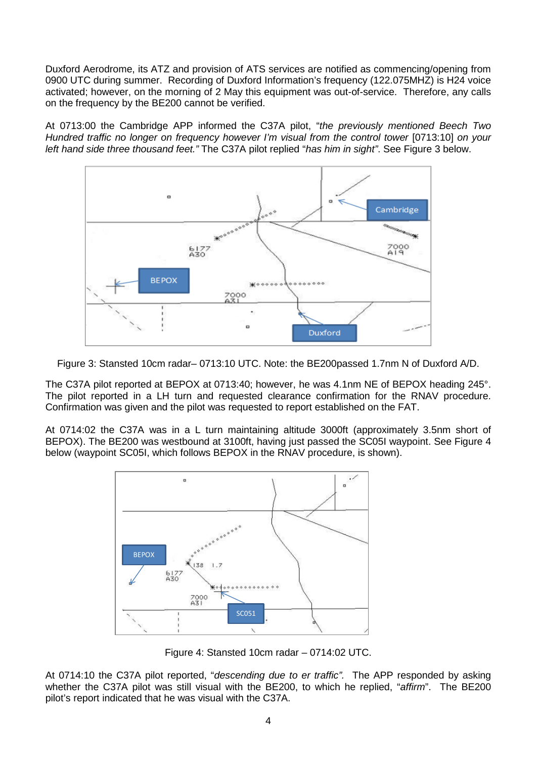Duxford Aerodrome, its ATZ and provision of ATS services are notified as commencing/opening from 0900 UTC during summer. Recording of Duxford Information's frequency (122.075MHZ) is H24 voice activated; however, on the morning of 2 May this equipment was out-of-service. Therefore, any calls on the frequency by the BE200 cannot be verified.

At 0713:00 the Cambridge APP informed the C37A pilot, "*the previously mentioned Beech Two Hundred traffic no longer on frequency however I'm visual from the control tower* [0713:10] *on your left hand side three thousand feet.*" The C37A pilot replied "*has him in sight*". See Figure 3 below.

Figure 3: Stansted 10cm radar– 0713:10 UTC. Note: the BE200passed 1.7nm N of Duxford A/D.

The C37A pilot reported at BEPOX at 0713:40; however, he was 4.1nm NE of BEPOX heading 245°. The pilot reported in a LH turn and requested clearance confirmation for the RNAV procedure. Confirmation was given and the pilot was requested to report established on the FAT.

At 0714:02 the C37A was in a L turn maintaining altitude 3000ft (approximately 3.5nm short of BEPOX). The BE200 was westbound at 3100ft, having just passed the SC05I waypoint. See Figure 4 below (waypoint SC05I, which follows BEPOX in the RNAV procedure, is shown).

Figure 4: Stansted 10cm radar – 0714:02 UTC.

At 0714:10 the C37A pilot reported, "*descending due to er traffic*". The APP responded by asking whether the C37A pilot was still visual with the BE200, to which he replied, "*affirm*". The BE200 pilot's report indicated that he was visual with the C37A.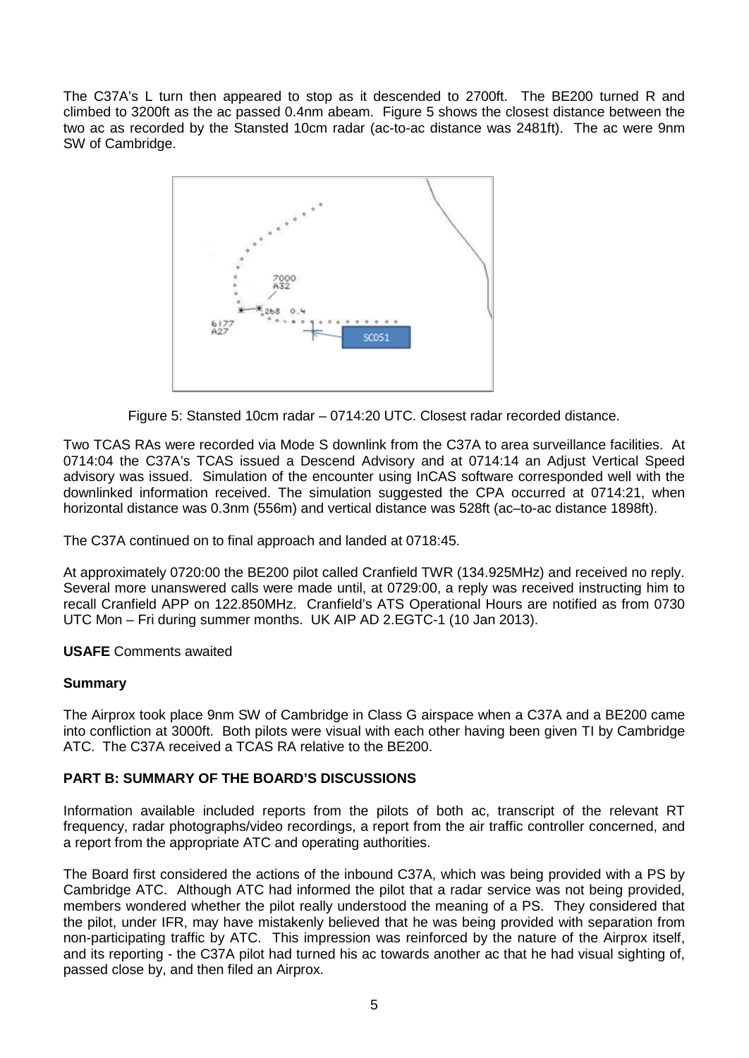The C37A's L turn then appeared to stop as it descended to 2700ft. The BE200 turned R and climbed to 3200ft as the ac passed 0.4nm abeam. Figure 5 shows the closest distance between the two ac as recorded by the Stansted 10cm radar (ac-to-ac distance was 2481ft). The ac were 9nm SW of Cambridge.

Figure 5: Stansted 10cm radar – 0714:20 UTC. Closest radar recorded distance.

Two TCAS RAs were recorded via Mode S downlink from the C37A to area surveillance facilities. At 0714:04 the C37A's TCAS issued a Descend Advisory and at 0714:14 an Adjust Vertical Speed advisory was issued. Simulation of the encounter using InCAS software corresponded well with the downlinked information received. The simulation suggested the CPA occurred at 0714:21, when horizontal distance was 0.3nm (556m) and vertical distance was 528ft (ac–to-ac distance 1898ft).

The C37A continued on to final approach and landed at 0718:45.

At approximately 0720:00 the BE200 pilot called Cranfield TWR (134.925MHz) and received no reply. Several more unanswered calls were made until, at 0729:00, a reply was received instructing him to recall Cranfield APP on 122.850MHz. Cranfield's ATS Operational Hours are notified as from 0730 UTC Mon – Fri during summer months. UK AIP AD 2.EGTC-1 (10 Jan 2013).

**USAFE** Comments awaited

**Summary**

The Airprox took place 9nm SW of Cambridge in Class G airspace when a C37A and a BE200 came into confliction at 3000ft. Both pilots were visual with each other having been given TI by Cambridge ATC. The C37A received a TCAS RA relative to the BE200.

**PART B: SUMMARY OF THE BOARD'S DISCUSSIONS**

Information available included reports from the pilots of both ac, transcript of the relevant RT frequency, radar photographs/video recordings, a report from the air traffic controller concerned, and a report from the appropriate ATC and operating authorities.

The Board first considered the actions of the inbound C37A, which was being provided with a PS by Cambridge ATC. Although ATC had informed the pilot that a radar service was not being provided, members wondered whether the pilot really understood the meaning of a PS. They considered that the pilot, under IFR, may have mistakenly believed that he was being provided with separation from non-participating traffic by ATC. This impression was reinforced by the nature of the Airprox itself, and its reporting - the C37A pilot had turned his ac towards another ac that he had visual sighting of, passed close by, and then filed an Airprox.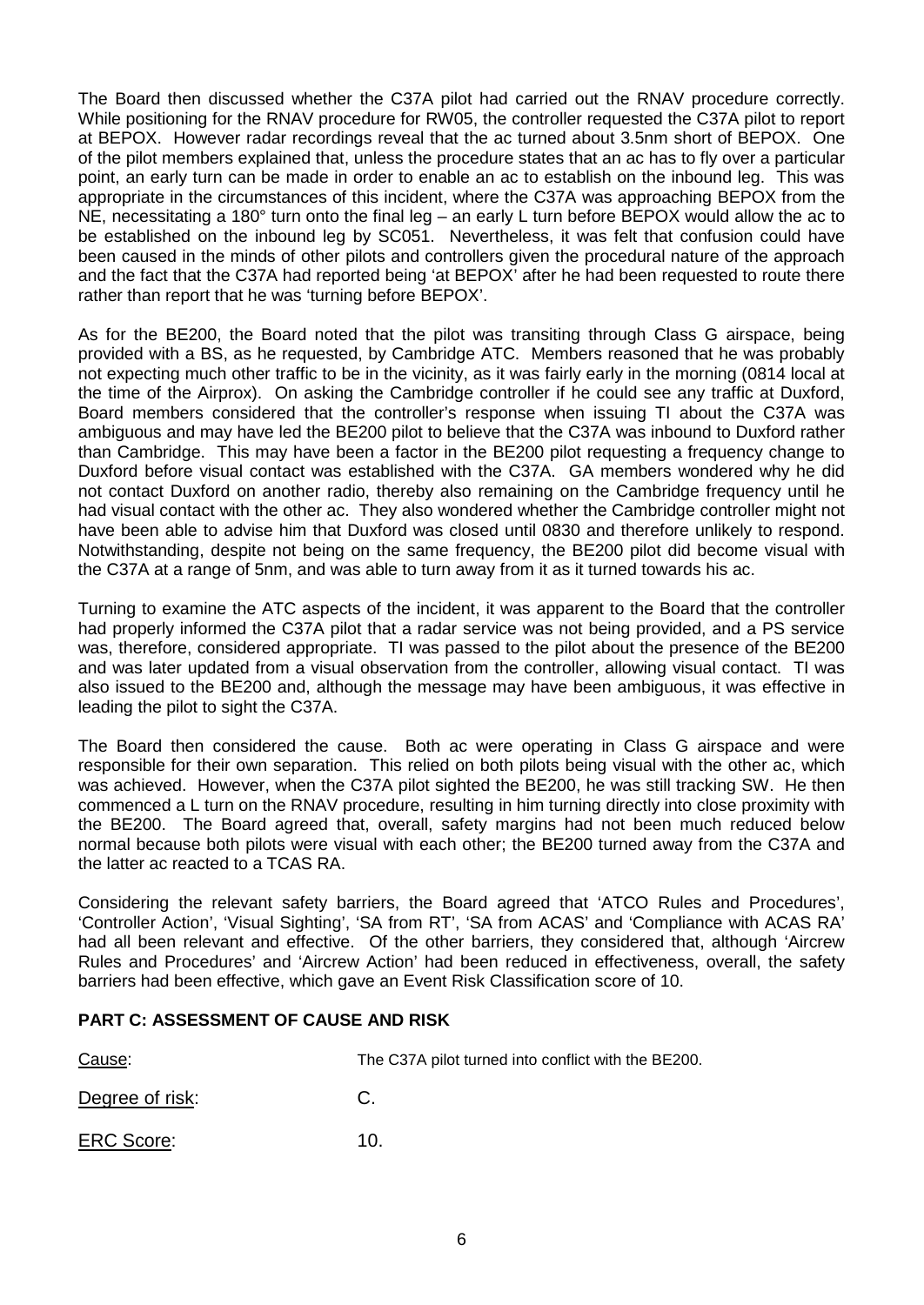The Board then discussed whether the C37A pilot had carried out the RNAV procedure correctly. While positioning for the RNAV procedure for RW05, the controller requested the C37A pilot to report at BEPOX. However radar recordings reveal that the ac turned about 3.5nm short of BEPOX. One of the pilot members explained that, unless the procedure states that an ac has to fly over a particular point, an early turn can be made in order to enable an ac to establish on the inbound leg. This was appropriate in the circumstances of this incident, where the C37A was approaching BEPOX from the NE, necessitating a 180° turn onto the final leg – an early L turn before BEPOX would allow the ac to be established on the inbound leg by SC051. Nevertheless, it was felt that confusion could have been caused in the minds of other pilots and controllers given the procedural nature of the approach and the fact that the C37A had reported being 'at BEPOX' after he had been requested to route there rather than report that he was 'turning before BEPOX'.

As for the BE200, the Board noted that the pilot was transiting through Class G airspace, being provided with a BS, as he requested, by Cambridge ATC. Members reasoned that he was probably not expecting much other traffic to be in the vicinity, as it was fairly early in the morning (0814 local at the time of the Airprox). On asking the Cambridge controller if he could see any traffic at Duxford, Board members considered that the controller's response when issuing TI about the C37A was ambiguous and may have led the BE200 pilot to believe that the C37A was inbound to Duxford rather than Cambridge. This may have been a factor in the BE200 pilot requesting a frequency change to Duxford before visual contact was established with the C37A. GA members wondered why he did not contact Duxford on another radio, thereby also remaining on the Cambridge frequency until he had visual contact with the other ac. They also wondered whether the Cambridge controller might not have been able to advise him that Duxford was closed until 0830 and therefore unlikely to respond. Notwithstanding, despite not being on the same frequency, the BE200 pilot did become visual with the C37A at a range of 5nm, and was able to turn away from it as it turned towards his ac.

Turning to examine the ATC aspects of the incident, it was apparent to the Board that the controller had properly informed the C37A pilot that a radar service was not being provided, and a PS service was, therefore, considered appropriate. TI was passed to the pilot about the presence of the BE200 and was later updated from a visual observation from the controller, allowing visual contact. TI was also issued to the BE200 and, although the message may have been ambiguous, it was effective in leading the pilot to sight the C37A.

The Board then considered the cause. Both ac were operating in Class G airspace and were responsible for their own separation. This relied on both pilots being visual with the other ac, which was achieved. However, when the C37A pilot sighted the BE200, he was still tracking SW. He then commenced a L turn on the RNAV procedure, resulting in him turning directly into close proximity with the BE200. The Board agreed that, overall, safety margins had not been much reduced below normal because both pilots were visual with each other; the BE200 turned away from the C37A and the latter ac reacted to a TCAS RA.

Considering the relevant safety barriers, the Board agreed that 'ATCO Rules and Procedures', 'Controller Action', 'Visual Sighting', 'SA from RT', 'SA from ACAS' and 'Compliance with ACAS RA' had all been relevant and effective. Of the other barriers, they considered that, although 'Aircrew Rules and Procedures' and 'Aircrew Action' had been reduced in effectiveness, overall, the safety barriers had been effective, which gave an Event Risk Classification score of 10.

## PART C: ASSESSMENT OF CAUSE AND RISK

Cause: The C37A pilot turned into conflict with the BE200.

Degree of risk: C.

ERC Score: 10.